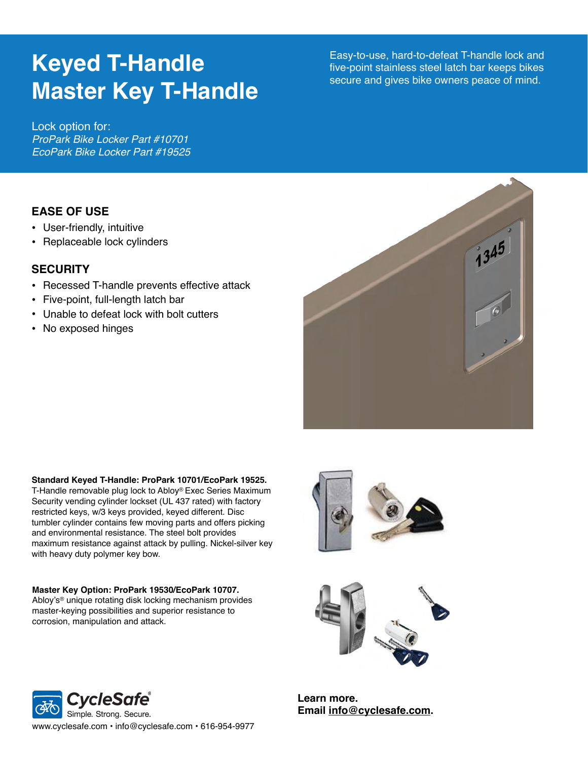# Keyed T-Handle Master Key T-Handle

Easy-to-use, hard-to-defeat T-handle lock and five-point stainless steel latch bar keeps bikes secure and gives bike owners peace of mind.

Lock option for:
*ProPark Bike Locker Part #10701*
*EcoPark Bike Locker Part #19525*

## EASE OF USE

- User-friendly, intuitive
- Replaceable lock cylinders

## SECURITY

- Recessed T-handle prevents effective attack
- Five-point, full-length latch bar
- Unable to defeat lock with bolt cutters
- No exposed hinges

**Standard Keyed T-Handle: ProPark 10701/EcoPark 19525.** T-Handle removable plug lock to Abloy® Exec Series Maximum Security vending cylinder lockset (UL 437 rated) with factory restricted keys, w/3 keys provided, keyed different. Disc tumbler cylinder contains few moving parts and offers picking and environmental resistance. The steel bolt provides maximum resistance against attack by pulling. Nickel-silver key with heavy duty polymer key bow.

**Master Key Option: ProPark 19530/EcoPark 10707.** Abloy's® unique rotating disk locking mechanism provides master-keying possibilities and superior resistance to corrosion, manipulation and attack.

CycleSafe®
Simple. Strong. Secure.

www.cyclesafe.com • info@cyclesafe.com • 616-954-9977

**Learn more.**
**Email info@cyclesafe.com.**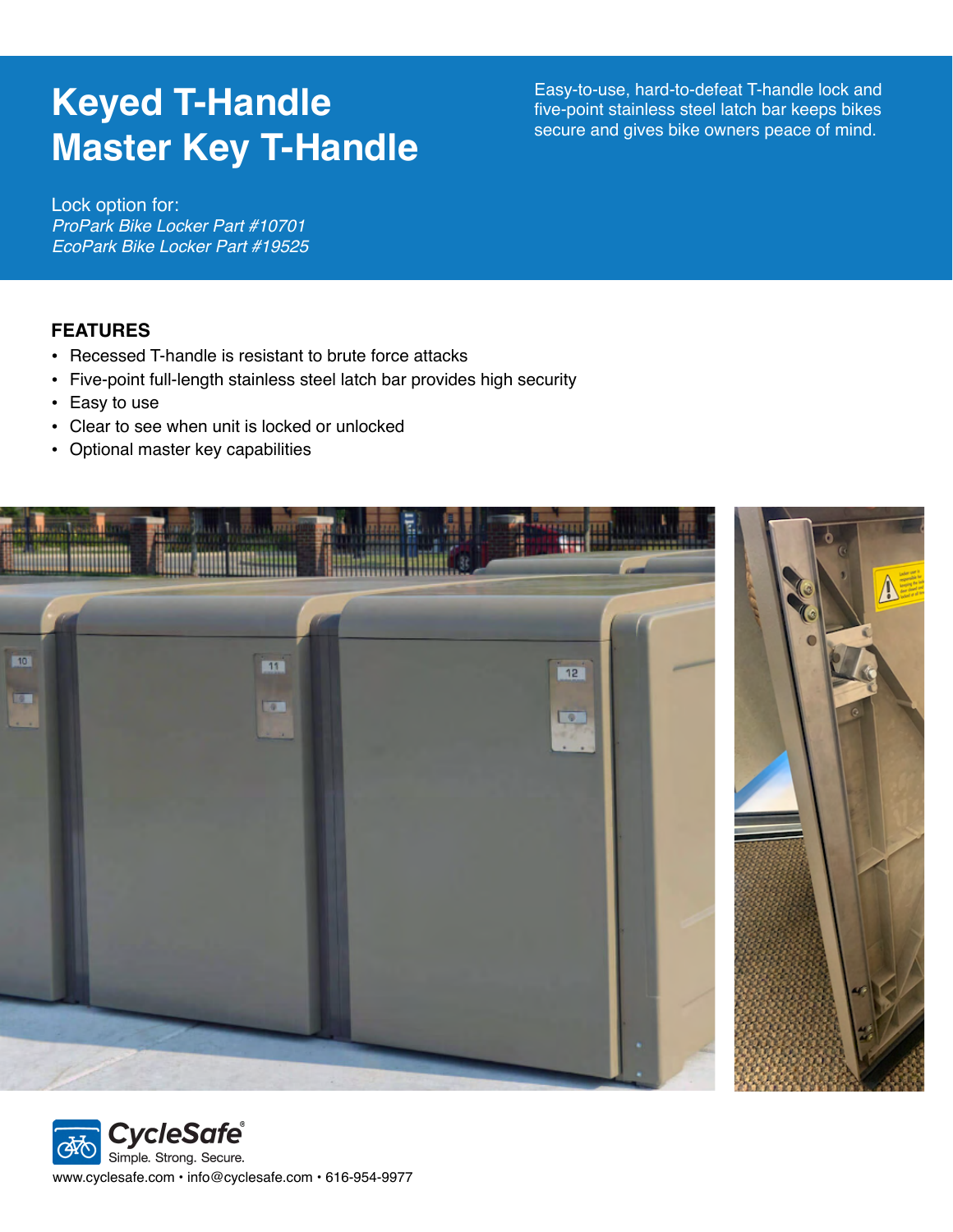# Keyed T-Handle
# Master Key T-Handle

Easy-to-use, hard-to-defeat T-handle lock and five-point stainless steel latch bar keeps bikes secure and gives bike owners peace of mind.

Lock option for:
*ProPark Bike Locker Part #10701*
*EcoPark Bike Locker Part #19525*

## FEATURES

- Recessed T-handle is resistant to brute force attacks
- Five-point full-length stainless steel latch bar provides high security
- Easy to use
- Clear to see when unit is locked or unlocked
- Optional master key capabilities

CycleSafe®
Simple. Strong. Secure.

www.cyclesafe.com • info@cyclesafe.com • 616-954-9977